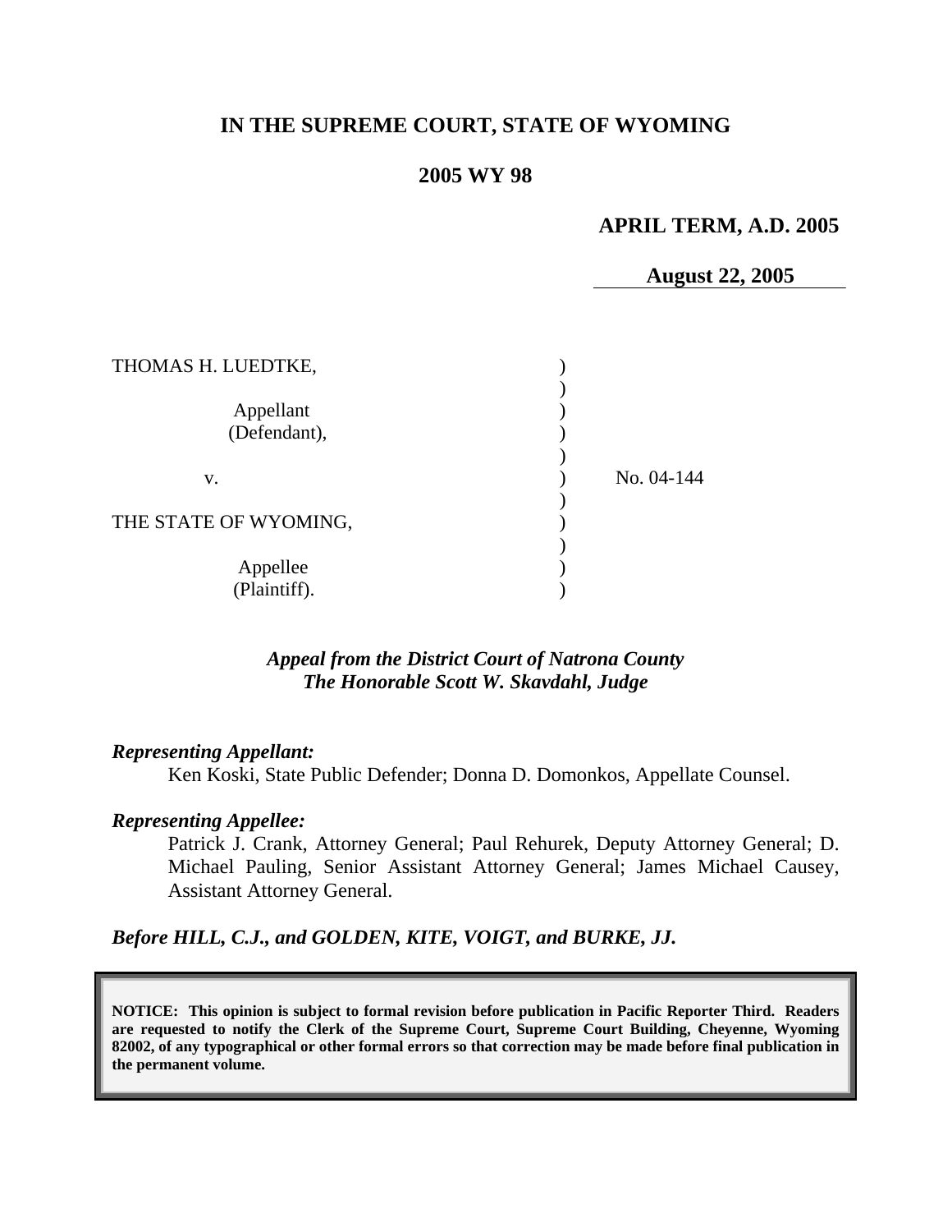# IN THE SUPREME COURT, STATE OF WYOMING

## 2005 WY 98

**APRIL TERM, A.D. 2005**

**August 22, 2005**

| | | |
|---|---|---|
| THOMAS H. LUEDTKE, | ) | |
| | ) | |
| Appellant | ) | |
| (Defendant), | ) | |
| | ) | |
| v. | ) | No. 04-144 |
| | ) | |
| THE STATE OF WYOMING, | ) | |
| | ) | |
| Appellee | ) | |
| (Plaintiff). | ) | |

*Appeal from the District Court of Natrona County*
*The Honorable Scott W. Skavdahl, Judge*

***Representing Appellant:***

Ken Koski, State Public Defender; Donna D. Domonkos, Appellate Counsel.

***Representing Appellee:***

Patrick J. Crank, Attorney General; Paul Rehurek, Deputy Attorney General; D. Michael Pauling, Senior Assistant Attorney General; James Michael Causey, Assistant Attorney General.

***Before HILL, C.J., and GOLDEN, KITE, VOIGT, and BURKE, JJ.***

**NOTICE: This opinion is subject to formal revision before publication in Pacific Reporter Third. Readers are requested to notify the Clerk of the Supreme Court, Supreme Court Building, Cheyenne, Wyoming 82002, of any typographical or other formal errors so that correction may be made before final publication in the permanent volume.**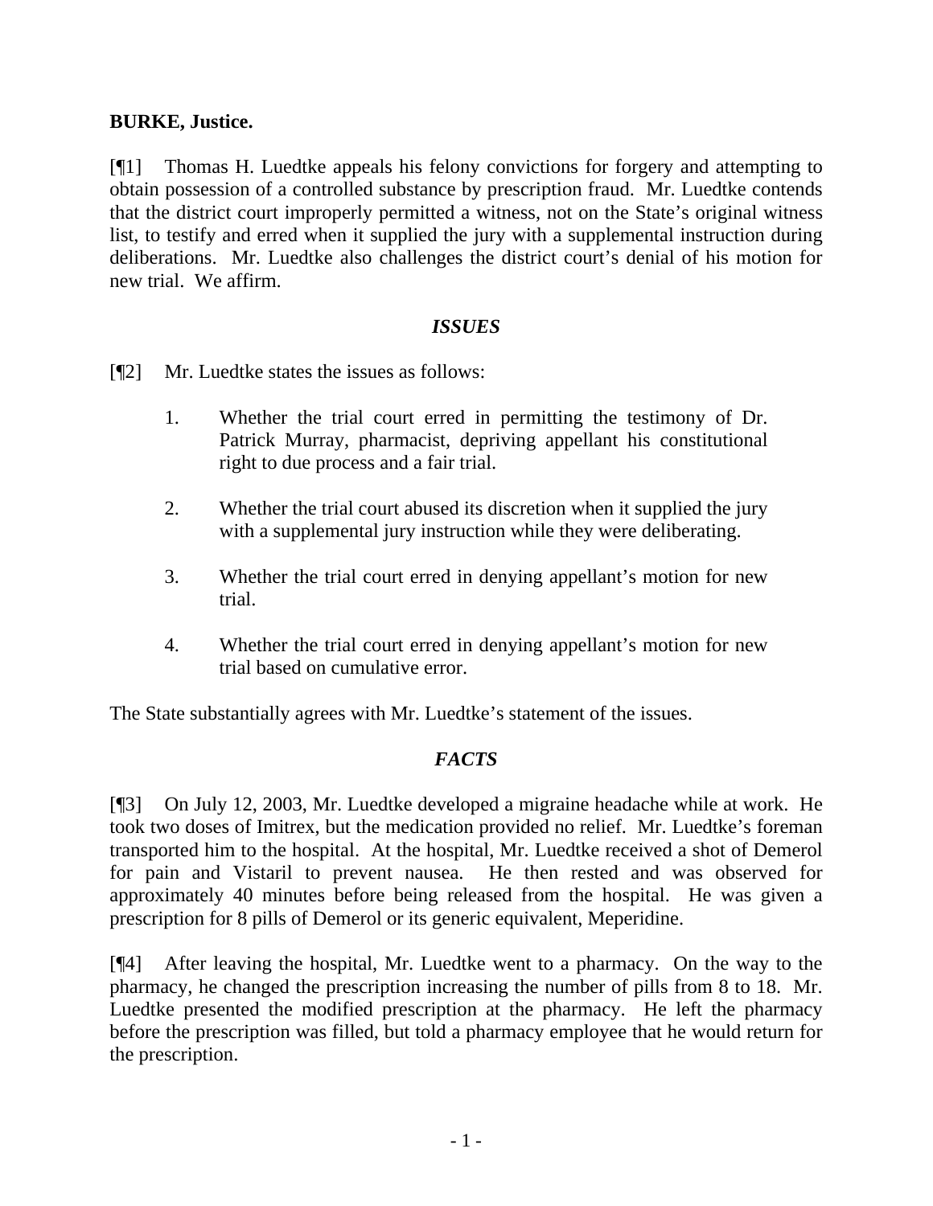**BURKE, Justice.**

[¶1] Thomas H. Luedtke appeals his felony convictions for forgery and attempting to obtain possession of a controlled substance by prescription fraud. Mr. Luedtke contends that the district court improperly permitted a witness, not on the State's original witness list, to testify and erred when it supplied the jury with a supplemental instruction during deliberations. Mr. Luedtke also challenges the district court's denial of his motion for new trial. We affirm.

## *ISSUES*

[¶2] Mr. Luedtke states the issues as follows:

> 1. Whether the trial court erred in permitting the testimony of Dr. Patrick Murray, pharmacist, depriving appellant his constitutional right to due process and a fair trial.
>
> 2. Whether the trial court abused its discretion when it supplied the jury with a supplemental jury instruction while they were deliberating.
>
> 3. Whether the trial court erred in denying appellant's motion for new trial.
>
> 4. Whether the trial court erred in denying appellant's motion for new trial based on cumulative error.

The State substantially agrees with Mr. Luedtke's statement of the issues.

## *FACTS*

[¶3] On July 12, 2003, Mr. Luedtke developed a migraine headache while at work. He took two doses of Imitrex, but the medication provided no relief. Mr. Luedtke's foreman transported him to the hospital. At the hospital, Mr. Luedtke received a shot of Demerol for pain and Vistaril to prevent nausea. He then rested and was observed for approximately 40 minutes before being released from the hospital. He was given a prescription for 8 pills of Demerol or its generic equivalent, Meperidine.

[¶4] After leaving the hospital, Mr. Luedtke went to a pharmacy. On the way to the pharmacy, he changed the prescription increasing the number of pills from 8 to 18. Mr. Luedtke presented the modified prescription at the pharmacy. He left the pharmacy before the prescription was filled, but told a pharmacy employee that he would return for the prescription.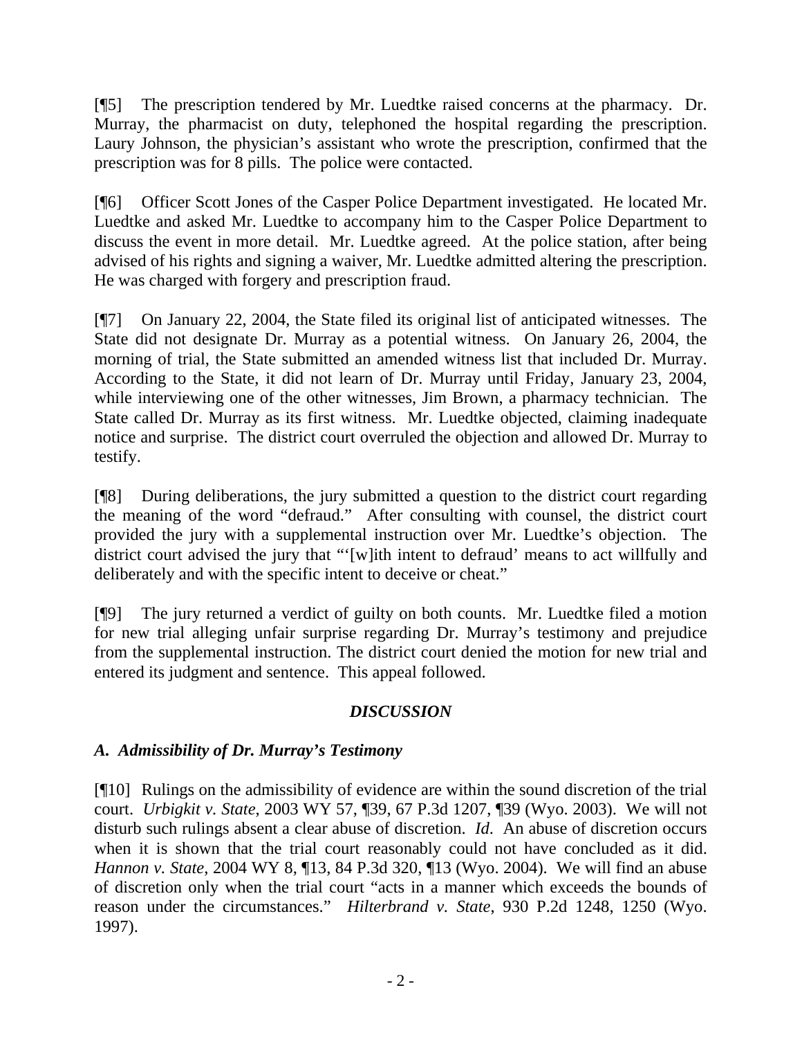[¶5] The prescription tendered by Mr. Luedtke raised concerns at the pharmacy. Dr. Murray, the pharmacist on duty, telephoned the hospital regarding the prescription. Laury Johnson, the physician's assistant who wrote the prescription, confirmed that the prescription was for 8 pills. The police were contacted.

[¶6] Officer Scott Jones of the Casper Police Department investigated. He located Mr. Luedtke and asked Mr. Luedtke to accompany him to the Casper Police Department to discuss the event in more detail. Mr. Luedtke agreed. At the police station, after being advised of his rights and signing a waiver, Mr. Luedtke admitted altering the prescription. He was charged with forgery and prescription fraud.

[¶7] On January 22, 2004, the State filed its original list of anticipated witnesses. The State did not designate Dr. Murray as a potential witness. On January 26, 2004, the morning of trial, the State submitted an amended witness list that included Dr. Murray. According to the State, it did not learn of Dr. Murray until Friday, January 23, 2004, while interviewing one of the other witnesses, Jim Brown, a pharmacy technician. The State called Dr. Murray as its first witness. Mr. Luedtke objected, claiming inadequate notice and surprise. The district court overruled the objection and allowed Dr. Murray to testify.

[¶8] During deliberations, the jury submitted a question to the district court regarding the meaning of the word "defraud." After consulting with counsel, the district court provided the jury with a supplemental instruction over Mr. Luedtke's objection. The district court advised the jury that "'[w]ith intent to defraud' means to act willfully and deliberately and with the specific intent to deceive or cheat."

[¶9] The jury returned a verdict of guilty on both counts. Mr. Luedtke filed a motion for new trial alleging unfair surprise regarding Dr. Murray's testimony and prejudice from the supplemental instruction. The district court denied the motion for new trial and entered its judgment and sentence. This appeal followed.

## *DISCUSSION*

### *A. Admissibility of Dr. Murray's Testimony*

[¶10] Rulings on the admissibility of evidence are within the sound discretion of the trial court. *Urbigkit v. State*, 2003 WY 57, ¶39, 67 P.3d 1207, ¶39 (Wyo. 2003). We will not disturb such rulings absent a clear abuse of discretion. *Id*. An abuse of discretion occurs when it is shown that the trial court reasonably could not have concluded as it did. *Hannon v. State*, 2004 WY 8, ¶13, 84 P.3d 320, ¶13 (Wyo. 2004). We will find an abuse of discretion only when the trial court "acts in a manner which exceeds the bounds of reason under the circumstances." *Hilterbrand v. State*, 930 P.2d 1248, 1250 (Wyo. 1997).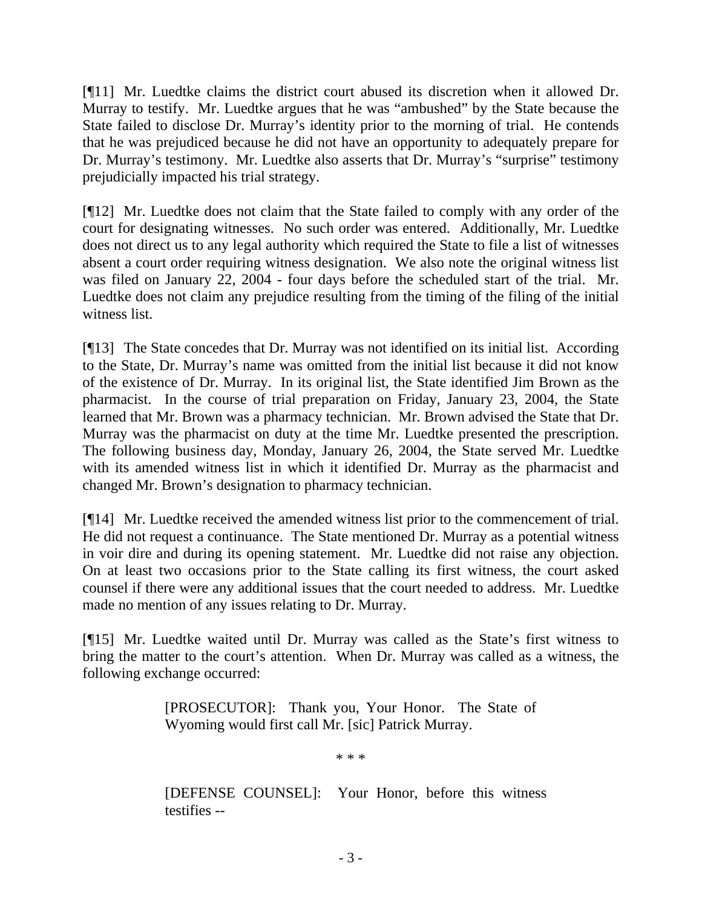[¶11] Mr. Luedtke claims the district court abused its discretion when it allowed Dr. Murray to testify. Mr. Luedtke argues that he was "ambushed" by the State because the State failed to disclose Dr. Murray's identity prior to the morning of trial. He contends that he was prejudiced because he did not have an opportunity to adequately prepare for Dr. Murray's testimony. Mr. Luedtke also asserts that Dr. Murray's "surprise" testimony prejudicially impacted his trial strategy.

[¶12] Mr. Luedtke does not claim that the State failed to comply with any order of the court for designating witnesses. No such order was entered. Additionally, Mr. Luedtke does not direct us to any legal authority which required the State to file a list of witnesses absent a court order requiring witness designation. We also note the original witness list was filed on January 22, 2004 - four days before the scheduled start of the trial. Mr. Luedtke does not claim any prejudice resulting from the timing of the filing of the initial witness list.

[¶13] The State concedes that Dr. Murray was not identified on its initial list. According to the State, Dr. Murray's name was omitted from the initial list because it did not know of the existence of Dr. Murray. In its original list, the State identified Jim Brown as the pharmacist. In the course of trial preparation on Friday, January 23, 2004, the State learned that Mr. Brown was a pharmacy technician. Mr. Brown advised the State that Dr. Murray was the pharmacist on duty at the time Mr. Luedtke presented the prescription. The following business day, Monday, January 26, 2004, the State served Mr. Luedtke with its amended witness list in which it identified Dr. Murray as the pharmacist and changed Mr. Brown's designation to pharmacy technician.

[¶14] Mr. Luedtke received the amended witness list prior to the commencement of trial. He did not request a continuance. The State mentioned Dr. Murray as a potential witness in voir dire and during its opening statement. Mr. Luedtke did not raise any objection. On at least two occasions prior to the State calling its first witness, the court asked counsel if there were any additional issues that the court needed to address. Mr. Luedtke made no mention of any issues relating to Dr. Murray.

[¶15] Mr. Luedtke waited until Dr. Murray was called as the State's first witness to bring the matter to the court's attention. When Dr. Murray was called as a witness, the following exchange occurred:

> [PROSECUTOR]: Thank you, Your Honor. The State of Wyoming would first call Mr. [sic] Patrick Murray.
>
> \* \* \*
>
> [DEFENSE COUNSEL]: Your Honor, before this witness testifies --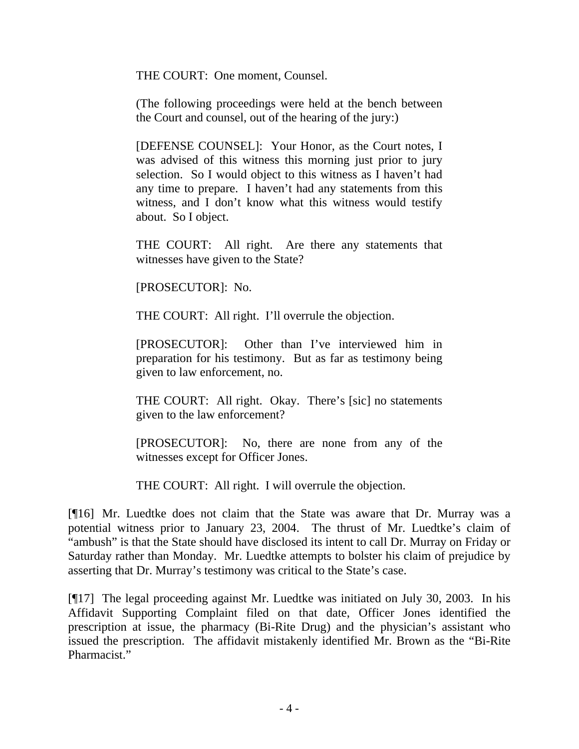> THE COURT: One moment, Counsel.
>
> (The following proceedings were held at the bench between the Court and counsel, out of the hearing of the jury:)
>
> [DEFENSE COUNSEL]: Your Honor, as the Court notes, I was advised of this witness this morning just prior to jury selection. So I would object to this witness as I haven't had any time to prepare. I haven't had any statements from this witness, and I don't know what this witness would testify about. So I object.
>
> THE COURT: All right. Are there any statements that witnesses have given to the State?
>
> [PROSECUTOR]: No.
>
> THE COURT: All right. I'll overrule the objection.
>
> [PROSECUTOR]: Other than I've interviewed him in preparation for his testimony. But as far as testimony being given to law enforcement, no.
>
> THE COURT: All right. Okay. There's [sic] no statements given to the law enforcement?
>
> [PROSECUTOR]: No, there are none from any of the witnesses except for Officer Jones.
>
> THE COURT: All right. I will overrule the objection.

[¶16] Mr. Luedtke does not claim that the State was aware that Dr. Murray was a potential witness prior to January 23, 2004. The thrust of Mr. Luedtke's claim of "ambush" is that the State should have disclosed its intent to call Dr. Murray on Friday or Saturday rather than Monday. Mr. Luedtke attempts to bolster his claim of prejudice by asserting that Dr. Murray's testimony was critical to the State's case.

[¶17] The legal proceeding against Mr. Luedtke was initiated on July 30, 2003. In his Affidavit Supporting Complaint filed on that date, Officer Jones identified the prescription at issue, the pharmacy (Bi-Rite Drug) and the physician's assistant who issued the prescription. The affidavit mistakenly identified Mr. Brown as the "Bi-Rite Pharmacist."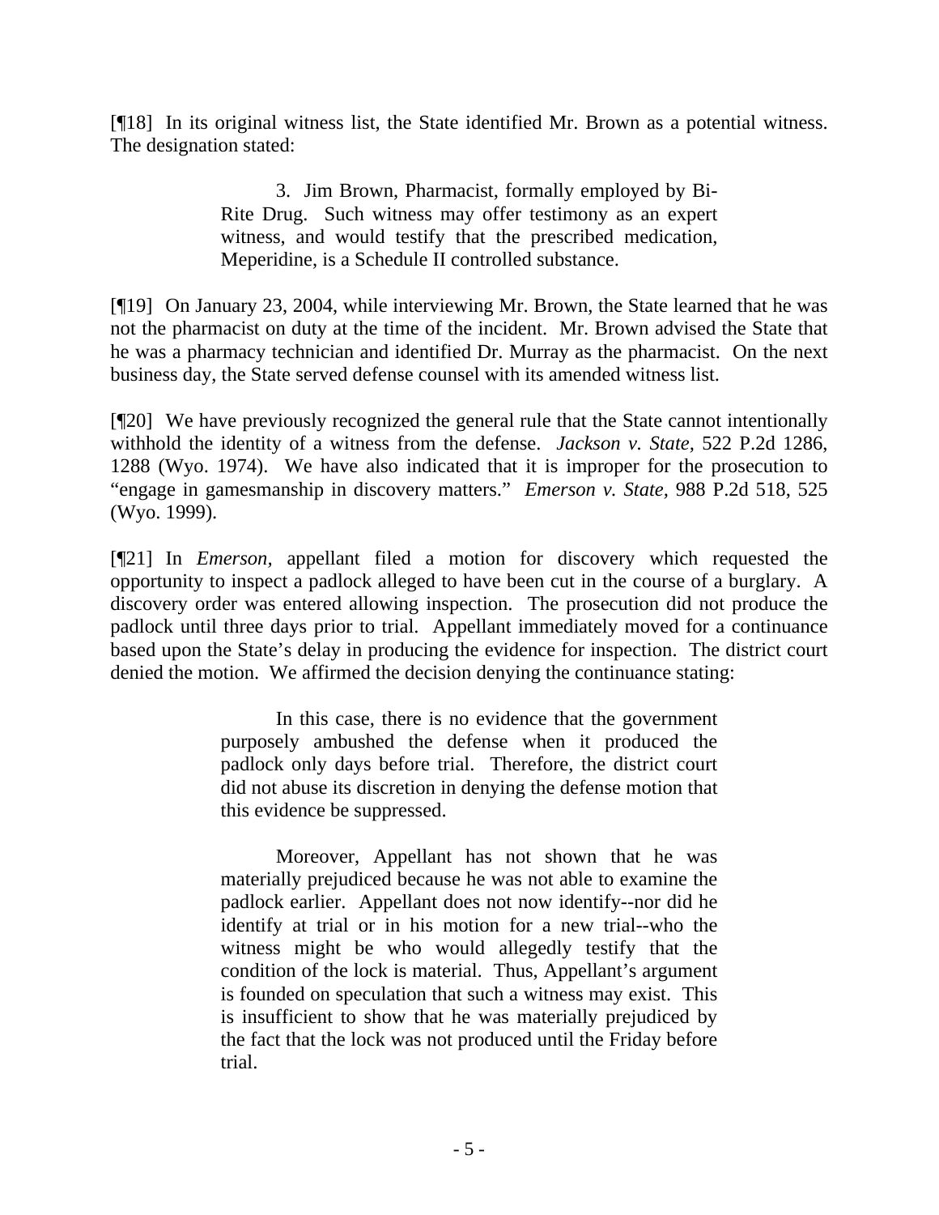[¶18] In its original witness list, the State identified Mr. Brown as a potential witness. The designation stated:

> 3. Jim Brown, Pharmacist, formally employed by Bi-Rite Drug. Such witness may offer testimony as an expert witness, and would testify that the prescribed medication, Meperidine, is a Schedule II controlled substance.

[¶19] On January 23, 2004, while interviewing Mr. Brown, the State learned that he was not the pharmacist on duty at the time of the incident. Mr. Brown advised the State that he was a pharmacy technician and identified Dr. Murray as the pharmacist. On the next business day, the State served defense counsel with its amended witness list.

[¶20] We have previously recognized the general rule that the State cannot intentionally withhold the identity of a witness from the defense. *Jackson v. State,* 522 P.2d 1286, 1288 (Wyo. 1974). We have also indicated that it is improper for the prosecution to "engage in gamesmanship in discovery matters." *Emerson v. State,* 988 P.2d 518, 525 (Wyo. 1999).

[¶21] In *Emerson,* appellant filed a motion for discovery which requested the opportunity to inspect a padlock alleged to have been cut in the course of a burglary. A discovery order was entered allowing inspection. The prosecution did not produce the padlock until three days prior to trial. Appellant immediately moved for a continuance based upon the State's delay in producing the evidence for inspection. The district court denied the motion. We affirmed the decision denying the continuance stating:

> In this case, there is no evidence that the government purposely ambushed the defense when it produced the padlock only days before trial. Therefore, the district court did not abuse its discretion in denying the defense motion that this evidence be suppressed.
>
> Moreover, Appellant has not shown that he was materially prejudiced because he was not able to examine the padlock earlier. Appellant does not now identify--nor did he identify at trial or in his motion for a new trial--who the witness might be who would allegedly testify that the condition of the lock is material. Thus, Appellant's argument is founded on speculation that such a witness may exist. This is insufficient to show that he was materially prejudiced by the fact that the lock was not produced until the Friday before trial.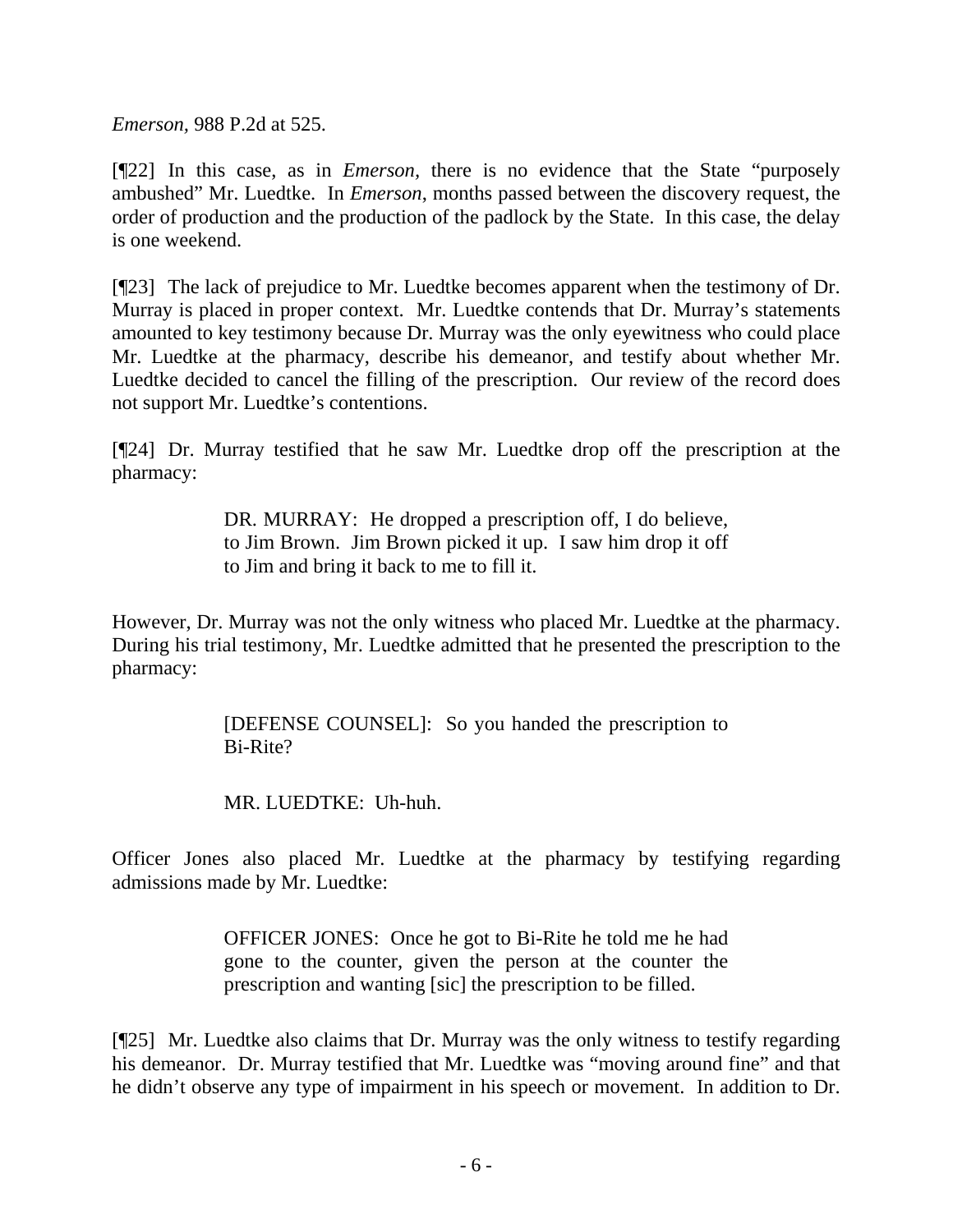*Emerson*, 988 P.2d at 525.

[¶22] In this case, as in *Emerson*, there is no evidence that the State "purposely ambushed" Mr. Luedtke. In *Emerson*, months passed between the discovery request, the order of production and the production of the padlock by the State. In this case, the delay is one weekend.

[¶23] The lack of prejudice to Mr. Luedtke becomes apparent when the testimony of Dr. Murray is placed in proper context. Mr. Luedtke contends that Dr. Murray's statements amounted to key testimony because Dr. Murray was the only eyewitness who could place Mr. Luedtke at the pharmacy, describe his demeanor, and testify about whether Mr. Luedtke decided to cancel the filling of the prescription. Our review of the record does not support Mr. Luedtke's contentions.

[¶24] Dr. Murray testified that he saw Mr. Luedtke drop off the prescription at the pharmacy:

> DR. MURRAY: He dropped a prescription off, I do believe, to Jim Brown. Jim Brown picked it up. I saw him drop it off to Jim and bring it back to me to fill it.

However, Dr. Murray was not the only witness who placed Mr. Luedtke at the pharmacy. During his trial testimony, Mr. Luedtke admitted that he presented the prescription to the pharmacy:

> [DEFENSE COUNSEL]: So you handed the prescription to Bi-Rite?
>
> MR. LUEDTKE: Uh-huh.

Officer Jones also placed Mr. Luedtke at the pharmacy by testifying regarding admissions made by Mr. Luedtke:

> OFFICER JONES: Once he got to Bi-Rite he told me he had gone to the counter, given the person at the counter the prescription and wanting [sic] the prescription to be filled.

[¶25] Mr. Luedtke also claims that Dr. Murray was the only witness to testify regarding his demeanor. Dr. Murray testified that Mr. Luedtke was "moving around fine" and that he didn't observe any type of impairment in his speech or movement. In addition to Dr.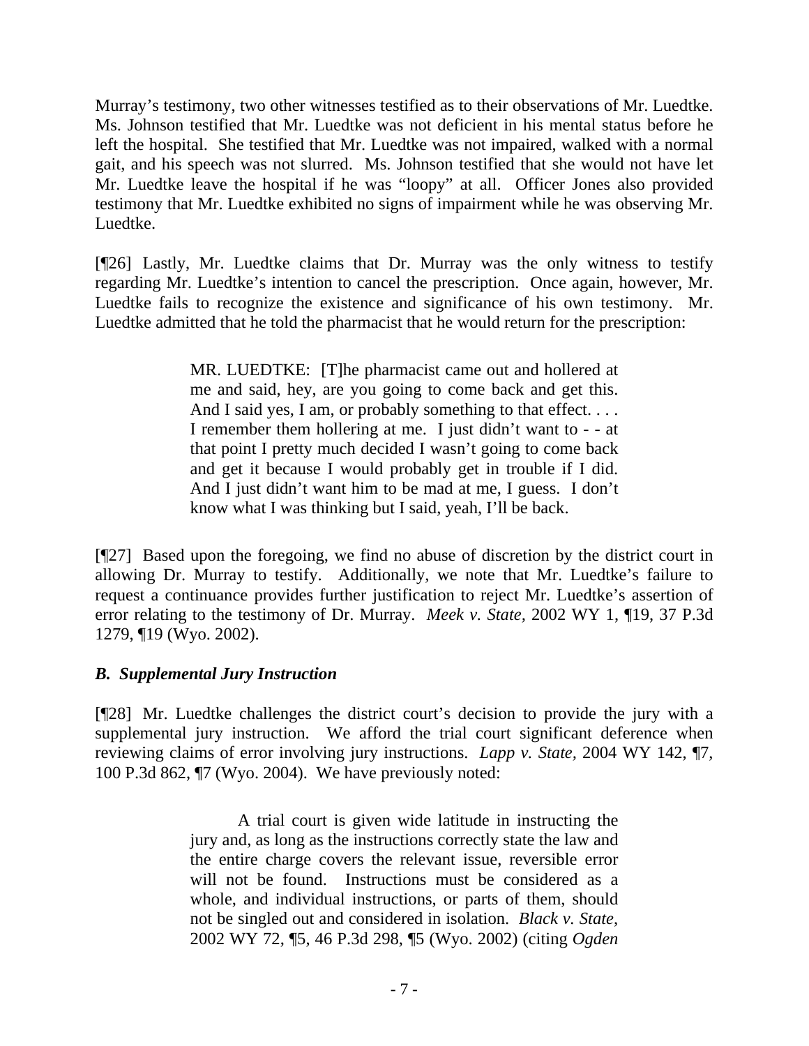Murray's testimony, two other witnesses testified as to their observations of Mr. Luedtke. Ms. Johnson testified that Mr. Luedtke was not deficient in his mental status before he left the hospital. She testified that Mr. Luedtke was not impaired, walked with a normal gait, and his speech was not slurred. Ms. Johnson testified that she would not have let Mr. Luedtke leave the hospital if he was "loopy" at all. Officer Jones also provided testimony that Mr. Luedtke exhibited no signs of impairment while he was observing Mr. Luedtke.

[¶26] Lastly, Mr. Luedtke claims that Dr. Murray was the only witness to testify regarding Mr. Luedtke's intention to cancel the prescription. Once again, however, Mr. Luedtke fails to recognize the existence and significance of his own testimony. Mr. Luedtke admitted that he told the pharmacist that he would return for the prescription:

> MR. LUEDTKE: [T]he pharmacist came out and hollered at me and said, hey, are you going to come back and get this. And I said yes, I am, or probably something to that effect. . . . I remember them hollering at me. I just didn't want to - - at that point I pretty much decided I wasn't going to come back and get it because I would probably get in trouble if I did. And I just didn't want him to be mad at me, I guess. I don't know what I was thinking but I said, yeah, I'll be back.

[¶27] Based upon the foregoing, we find no abuse of discretion by the district court in allowing Dr. Murray to testify. Additionally, we note that Mr. Luedtke's failure to request a continuance provides further justification to reject Mr. Luedtke's assertion of error relating to the testimony of Dr. Murray. *Meek v. State,* 2002 WY 1, ¶19, 37 P.3d 1279, ¶19 (Wyo. 2002).

### *B. Supplemental Jury Instruction*

[¶28] Mr. Luedtke challenges the district court's decision to provide the jury with a supplemental jury instruction. We afford the trial court significant deference when reviewing claims of error involving jury instructions. *Lapp v. State,* 2004 WY 142, ¶7, 100 P.3d 862, ¶7 (Wyo. 2004). We have previously noted:

> A trial court is given wide latitude in instructing the jury and, as long as the instructions correctly state the law and the entire charge covers the relevant issue, reversible error will not be found. Instructions must be considered as a whole, and individual instructions, or parts of them, should not be singled out and considered in isolation. *Black v. State*, 2002 WY 72, ¶5, 46 P.3d 298, ¶5 (Wyo. 2002) (citing *Ogden*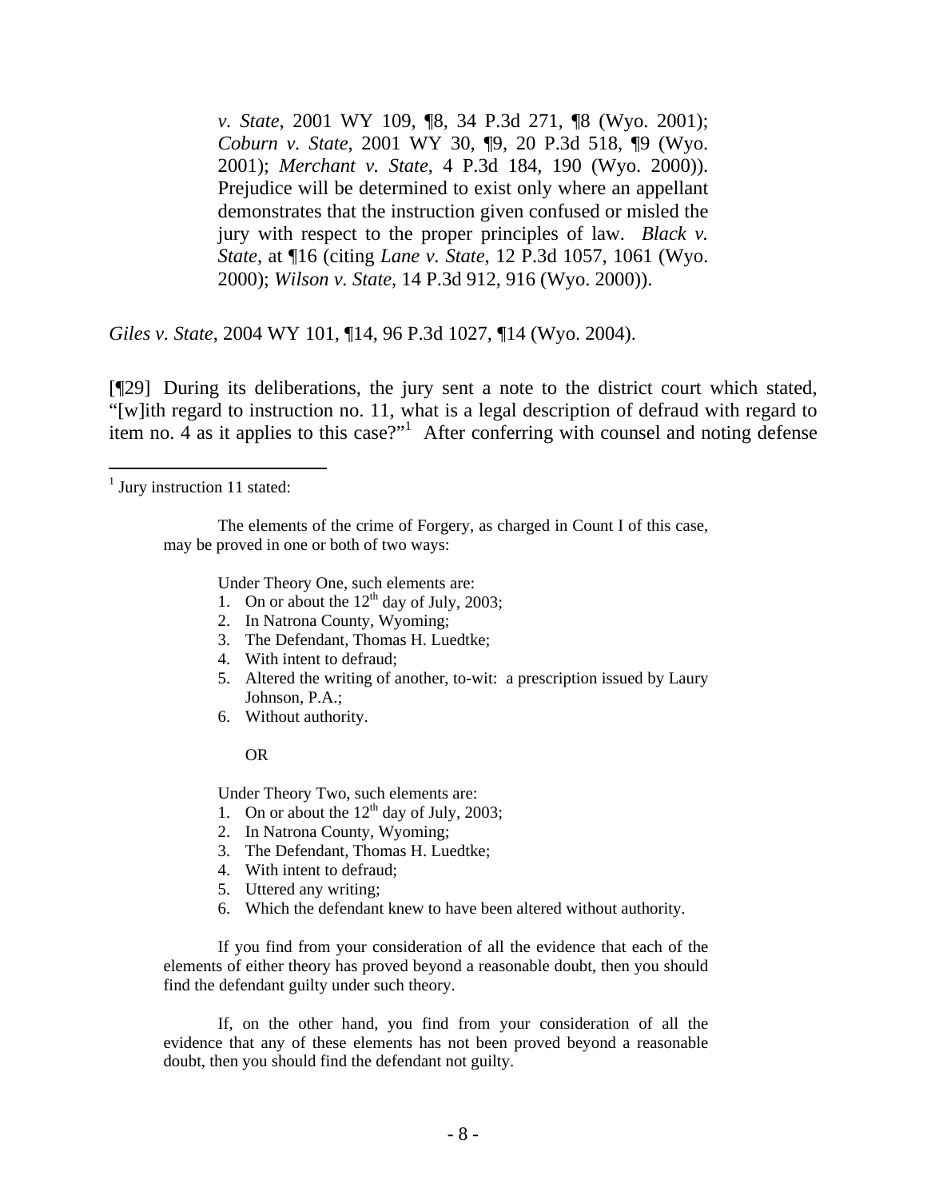> *v. State*, 2001 WY 109, ¶8, 34 P.3d 271, ¶8 (Wyo. 2001); *Coburn v. State*, 2001 WY 30, ¶9, 20 P.3d 518, ¶9 (Wyo. 2001); *Merchant v. State*, 4 P.3d 184, 190 (Wyo. 2000)). Prejudice will be determined to exist only where an appellant demonstrates that the instruction given confused or misled the jury with respect to the proper principles of law. *Black v. State*, at ¶16 (citing *Lane v. State*, 12 P.3d 1057, 1061 (Wyo. 2000); *Wilson v. State*, 14 P.3d 912, 916 (Wyo. 2000)).

*Giles v. State*, 2004 WY 101, ¶14, 96 P.3d 1027, ¶14 (Wyo. 2004).

[¶29] During its deliberations, the jury sent a note to the district court which stated, "[w]ith regard to instruction no. 11, what is a legal description of defraud with regard to item no. 4 as it applies to this case?"[1] After conferring with counsel and noting defense

---

[1] Jury instruction 11 stated:

> The elements of the crime of Forgery, as charged in Count I of this case, may be proved in one or both of two ways:
>
> Under Theory One, such elements are:
>
> 1. On or about the 12th day of July, 2003;
> 2. In Natrona County, Wyoming;
> 3. The Defendant, Thomas H. Luedtke;
> 4. With intent to defraud;
> 5. Altered the writing of another, to-wit: a prescription issued by Laury Johnson, P.A.;
> 6. Without authority.
>
> OR
>
> Under Theory Two, such elements are:
>
> 1. On or about the 12th day of July, 2003;
> 2. In Natrona County, Wyoming;
> 3. The Defendant, Thomas H. Luedtke;
> 4. With intent to defraud;
> 5. Uttered any writing;
> 6. Which the defendant knew to have been altered without authority.
>
> If you find from your consideration of all the evidence that each of the elements of either theory has proved beyond a reasonable doubt, then you should find the defendant guilty under such theory.
>
> If, on the other hand, you find from your consideration of all the evidence that any of these elements has not been proved beyond a reasonable doubt, then you should find the defendant not guilty.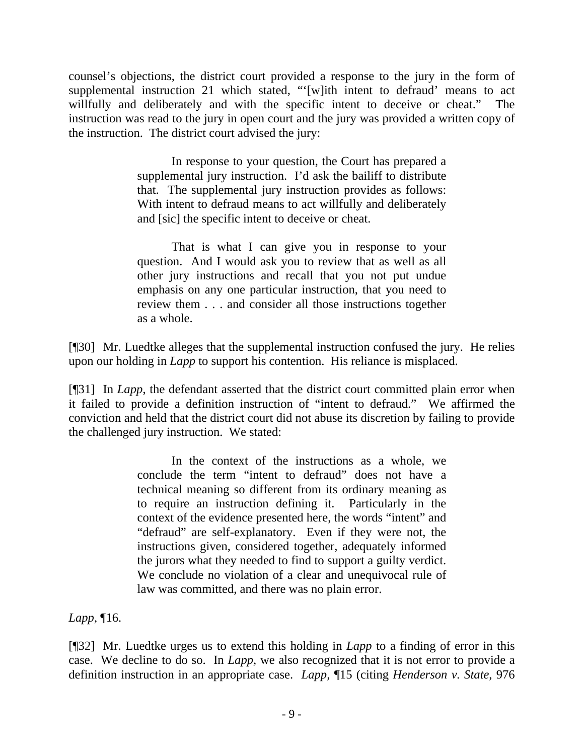counsel's objections, the district court provided a response to the jury in the form of supplemental instruction 21 which stated, "'[w]ith intent to defraud' means to act willfully and deliberately and with the specific intent to deceive or cheat." The instruction was read to the jury in open court and the jury was provided a written copy of the instruction. The district court advised the jury:

> In response to your question, the Court has prepared a supplemental jury instruction. I'd ask the bailiff to distribute that. The supplemental jury instruction provides as follows: With intent to defraud means to act willfully and deliberately and [sic] the specific intent to deceive or cheat.
>
> That is what I can give you in response to your question. And I would ask you to review that as well as all other jury instructions and recall that you not put undue emphasis on any one particular instruction, that you need to review them . . . and consider all those instructions together as a whole.

[¶30] Mr. Luedtke alleges that the supplemental instruction confused the jury. He relies upon our holding in *Lapp* to support his contention. His reliance is misplaced.

[¶31] In *Lapp*, the defendant asserted that the district court committed plain error when it failed to provide a definition instruction of "intent to defraud." We affirmed the conviction and held that the district court did not abuse its discretion by failing to provide the challenged jury instruction. We stated:

> In the context of the instructions as a whole, we conclude the term "intent to defraud" does not have a technical meaning so different from its ordinary meaning as to require an instruction defining it. Particularly in the context of the evidence presented here, the words "intent" and "defraud" are self-explanatory. Even if they were not, the instructions given, considered together, adequately informed the jurors what they needed to find to support a guilty verdict. We conclude no violation of a clear and unequivocal rule of law was committed, and there was no plain error.

*Lapp*, ¶16.

[¶32] Mr. Luedtke urges us to extend this holding in *Lapp* to a finding of error in this case. We decline to do so. In *Lapp*, we also recognized that it is not error to provide a definition instruction in an appropriate case. *Lapp*, ¶15 (citing *Henderson v. State*, 976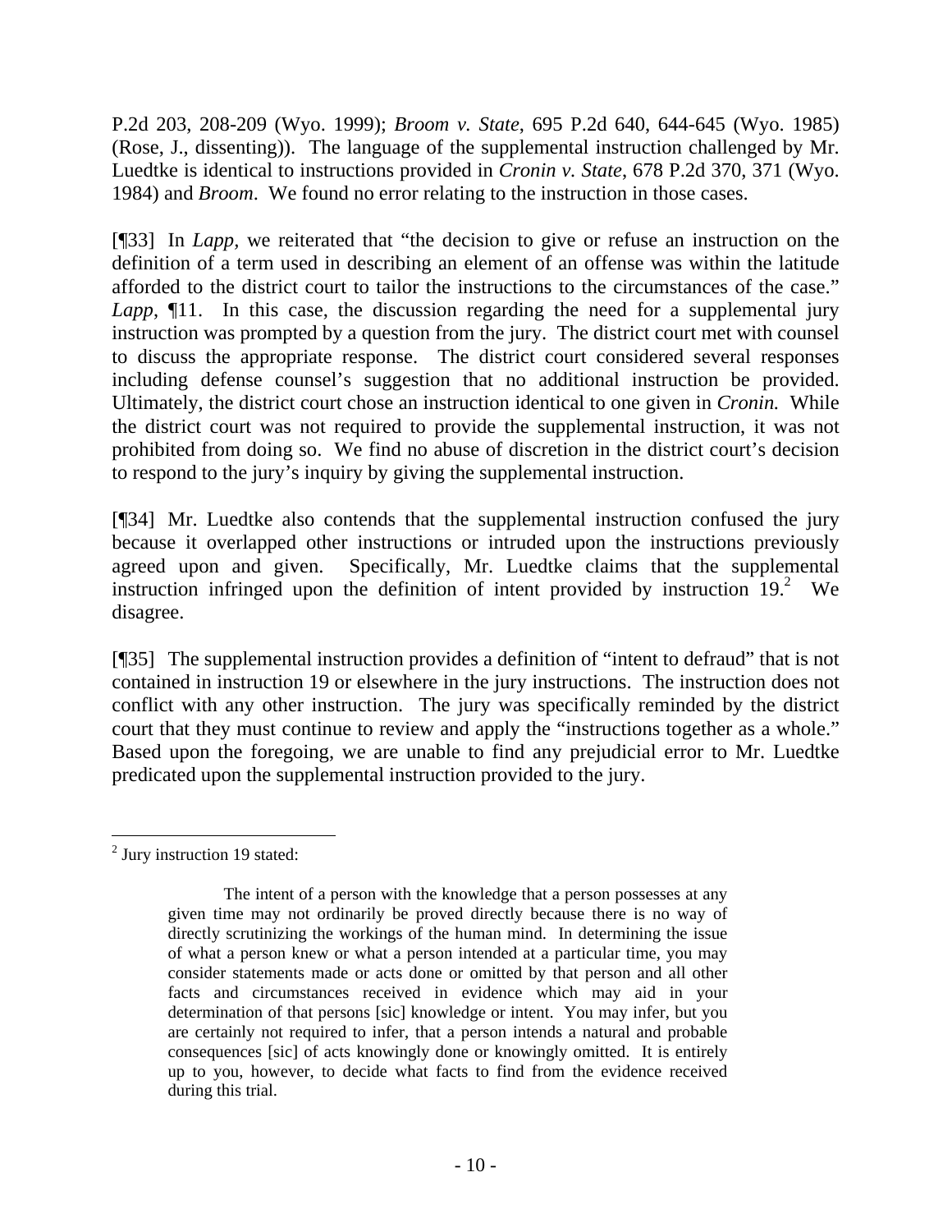P.2d 203, 208-209 (Wyo. 1999); *Broom v. State*, 695 P.2d 640, 644-645 (Wyo. 1985) (Rose, J., dissenting)). The language of the supplemental instruction challenged by Mr. Luedtke is identical to instructions provided in *Cronin v. State*, 678 P.2d 370, 371 (Wyo. 1984) and *Broom*. We found no error relating to the instruction in those cases.

[¶33] In *Lapp*, we reiterated that "the decision to give or refuse an instruction on the definition of a term used in describing an element of an offense was within the latitude afforded to the district court to tailor the instructions to the circumstances of the case." *Lapp*, ¶11. In this case, the discussion regarding the need for a supplemental jury instruction was prompted by a question from the jury. The district court met with counsel to discuss the appropriate response. The district court considered several responses including defense counsel's suggestion that no additional instruction be provided. Ultimately, the district court chose an instruction identical to one given in *Cronin.* While the district court was not required to provide the supplemental instruction, it was not prohibited from doing so. We find no abuse of discretion in the district court's decision to respond to the jury's inquiry by giving the supplemental instruction.

[¶34] Mr. Luedtke also contends that the supplemental instruction confused the jury because it overlapped other instructions or intruded upon the instructions previously agreed upon and given. Specifically, Mr. Luedtke claims that the supplemental instruction infringed upon the definition of intent provided by instruction 19.[2] We disagree.

[¶35] The supplemental instruction provides a definition of "intent to defraud" that is not contained in instruction 19 or elsewhere in the jury instructions. The instruction does not conflict with any other instruction. The jury was specifically reminded by the district court that they must continue to review and apply the "instructions together as a whole." Based upon the foregoing, we are unable to find any prejudicial error to Mr. Luedtke predicated upon the supplemental instruction provided to the jury.

---

[2] Jury instruction 19 stated:

> The intent of a person with the knowledge that a person possesses at any given time may not ordinarily be proved directly because there is no way of directly scrutinizing the workings of the human mind. In determining the issue of what a person knew or what a person intended at a particular time, you may consider statements made or acts done or omitted by that person and all other facts and circumstances received in evidence which may aid in your determination of that persons [sic] knowledge or intent. You may infer, but you are certainly not required to infer, that a person intends a natural and probable consequences [sic] of acts knowingly done or knowingly omitted. It is entirely up to you, however, to decide what facts to find from the evidence received during this trial.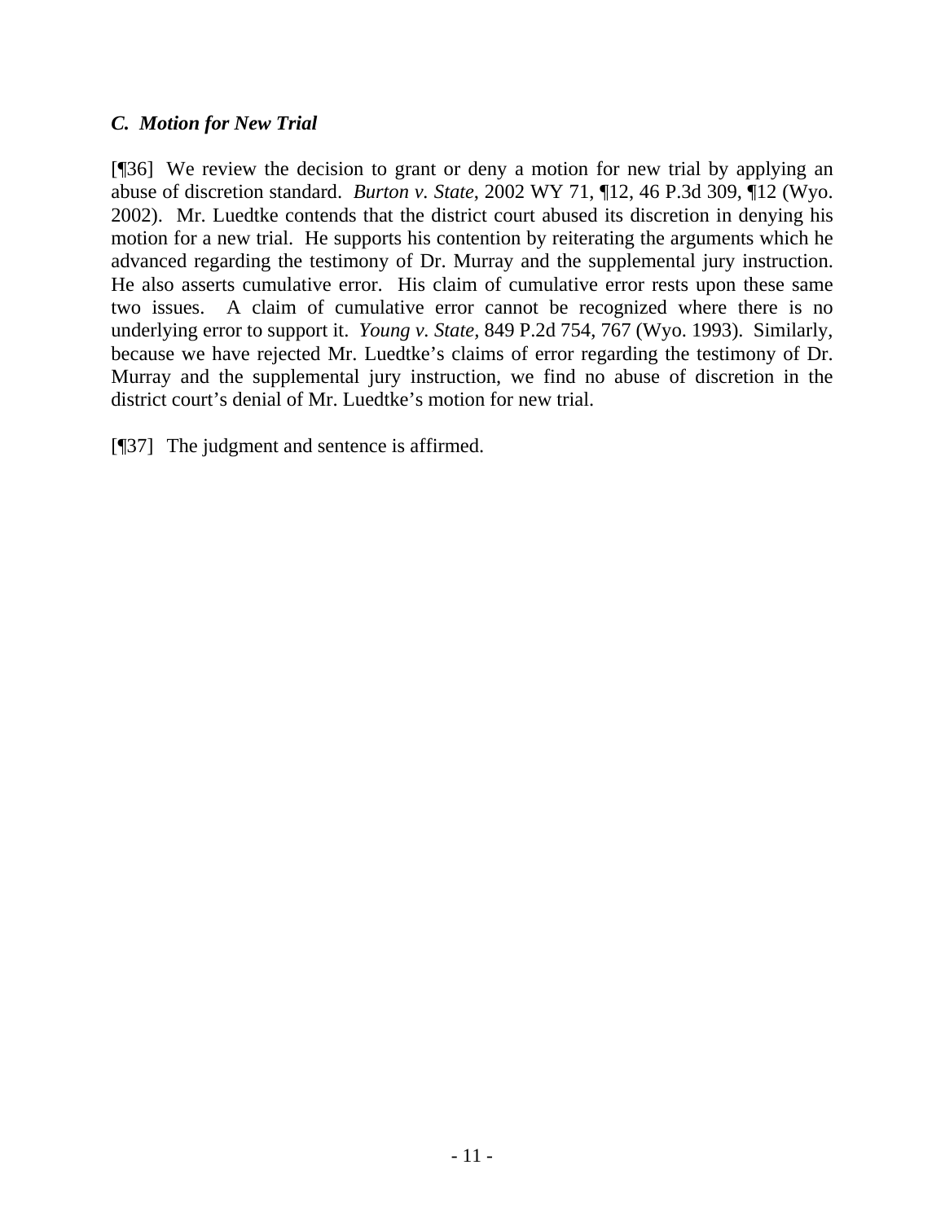### *C. Motion for New Trial*

[¶36] We review the decision to grant or deny a motion for new trial by applying an abuse of discretion standard. *Burton v. State*, 2002 WY 71, ¶12, 46 P.3d 309, ¶12 (Wyo. 2002). Mr. Luedtke contends that the district court abused its discretion in denying his motion for a new trial. He supports his contention by reiterating the arguments which he advanced regarding the testimony of Dr. Murray and the supplemental jury instruction. He also asserts cumulative error. His claim of cumulative error rests upon these same two issues. A claim of cumulative error cannot be recognized where there is no underlying error to support it. *Young v. State*, 849 P.2d 754, 767 (Wyo. 1993). Similarly, because we have rejected Mr. Luedtke's claims of error regarding the testimony of Dr. Murray and the supplemental jury instruction, we find no abuse of discretion in the district court's denial of Mr. Luedtke's motion for new trial.

[¶37] The judgment and sentence is affirmed.